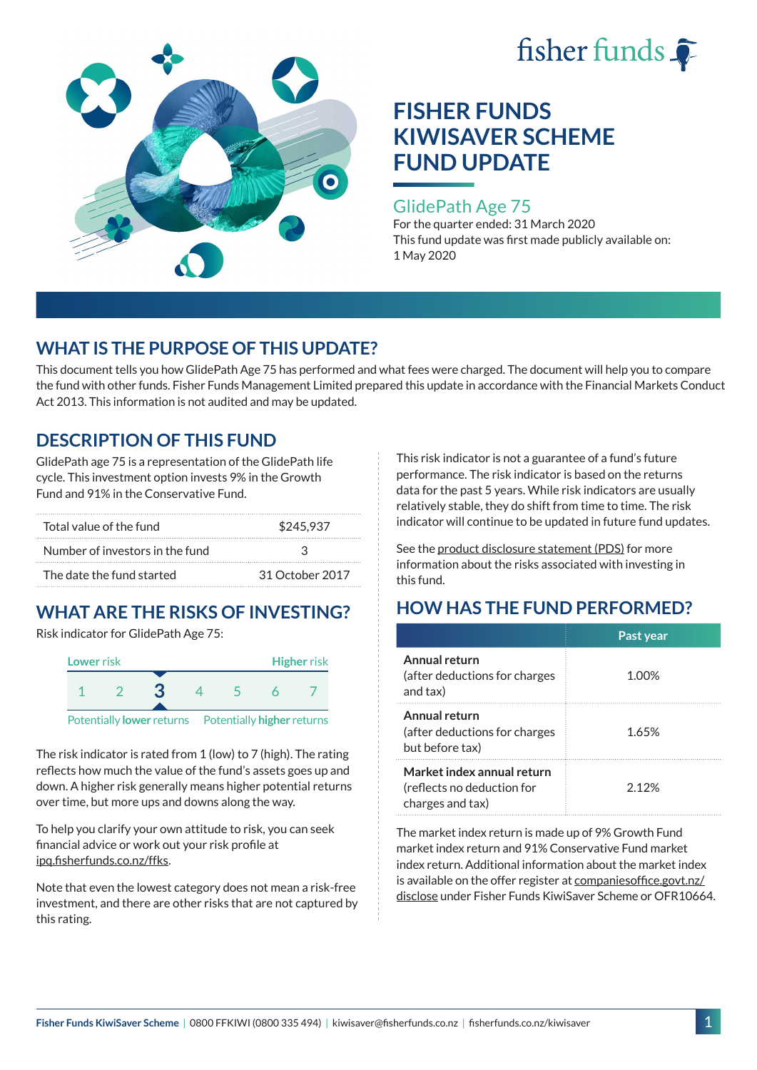fisher funds

# FISHER FUNDS KIWISAVER SCHEME FUND UPDATE

## GlidePath Age 75

For the quarter ended: 31 March 2020

This fund update was first made publicly available on: 1 May 2020

## WHAT IS THE PURPOSE OF THIS UPDATE?

This document tells you how GlidePath Age 75 has performed and what fees were charged. The document will help you to compare the fund with other funds. Fisher Funds Management Limited prepared this update in accordance with the Financial Markets Conduct Act 2013. This information is not audited and may be updated.

## DESCRIPTION OF THIS FUND

GlidePath age 75 is a representation of the GlidePath life cycle. This investment option invests 9% in the Growth Fund and 91% in the Conservative Fund.

| | |
|---|---|
| Total value of the fund | $245,937 |
| Number of investors in the fund | 3 |
| The date the fund started | 31 October 2017 |

## WHAT ARE THE RISKS OF INVESTING?

Risk indicator for GlidePath Age 75:

| Lower risk | | | | | | Higher risk |
|---|---|---|---|---|---|---|
| 1 | 2 | **3** | 4 | 5 | 6 | 7 |

Potentially **lower** returns — Potentially **higher** returns

The risk indicator is rated from 1 (low) to 7 (high). The rating reflects how much the value of the fund's assets goes up and down. A higher risk generally means higher potential returns over time, but more ups and downs along the way.

To help you clarify your own attitude to risk, you can seek financial advice or work out your risk profile at ipq.fisherfunds.co.nz/ffks.

Note that even the lowest category does not mean a risk-free investment, and there are other risks that are not captured by this rating.

This risk indicator is not a guarantee of a fund's future performance. The risk indicator is based on the returns data for the past 5 years. While risk indicators are usually relatively stable, they do shift from time to time. The risk indicator will continue to be updated in future fund updates.

See the product disclosure statement (PDS) for more information about the risks associated with investing in this fund.

## HOW HAS THE FUND PERFORMED?

| | Past year |
|---|---|
| **Annual return** (after deductions for charges and tax) | 1.00% |
| **Annual return** (after deductions for charges but before tax) | 1.65% |
| **Market index annual return** (reflects no deduction for charges and tax) | 2.12% |

The market index return is made up of 9% Growth Fund market index return and 91% Conservative Fund market index return. Additional information about the market index is available on the offer register at companiesoffice.govt.nz/disclose under Fisher Funds KiwiSaver Scheme or OFR10664.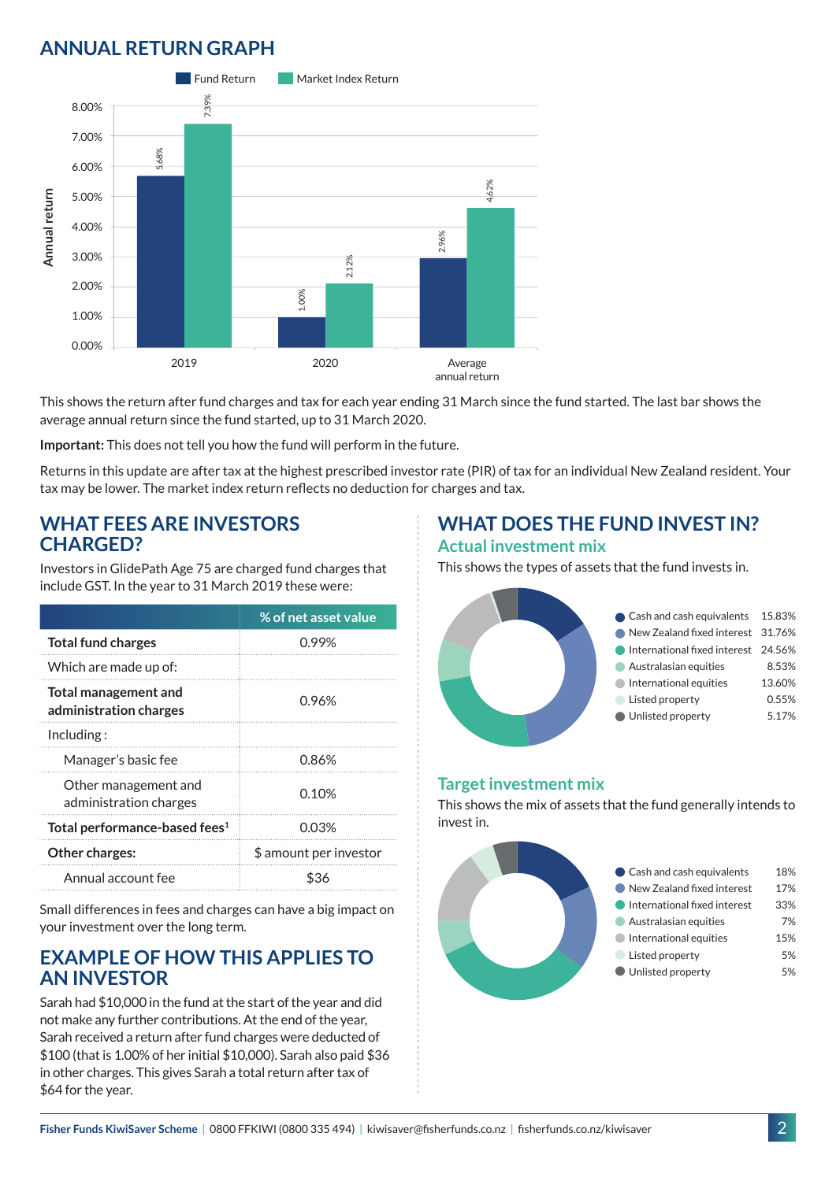## ANNUAL RETURN GRAPH

| | Fund Return | Market Index Return |
|---|---|---|
| 2019 | 5.68% | 7.39% |
| 2020 | 1.00% | 2.12% |
| Average annual return | 2.96% | 4.62% |

This shows the return after fund charges and tax for each year ending 31 March since the fund started. The last bar shows the average annual return since the fund started, up to 31 March 2020.

**Important:** This does not tell you how the fund will perform in the future.

Returns in this update are after tax at the highest prescribed investor rate (PIR) of tax for an individual New Zealand resident. Your tax may be lower. The market index return reflects no deduction for charges and tax.

## WHAT FEES ARE INVESTORS CHARGED?

Investors in GlidePath Age 75 are charged fund charges that include GST. In the year to 31 March 2019 these were:

| | % of net asset value |
|---|---|
| **Total fund charges** | 0.99% |
| Which are made up of: | |
| **Total management and administration charges** | 0.96% |
| Including : | |
| Manager's basic fee | 0.86% |
| Other management and administration charges | 0.10% |
| **Total performance-based fees**[1] | 0.03% |
| **Other charges:** | $ amount per investor |
| Annual account fee | $36 |

Small differences in fees and charges can have a big impact on your investment over the long term.

## EXAMPLE OF HOW THIS APPLIES TO AN INVESTOR

Sarah had $10,000 in the fund at the start of the year and did not make any further contributions. At the end of the year, Sarah received a return after fund charges were deducted of $100 (that is 1.00% of her initial $10,000). Sarah also paid $36 in other charges. This gives Sarah a total return after tax of $64 for the year.

## WHAT DOES THE FUND INVEST IN?

### Actual investment mix

This shows the types of assets that the fund invests in.

| Asset type | % |
|---|---|
| Cash and cash equivalents | 15.83% |
| New Zealand fixed interest | 31.76% |
| International fixed interest | 24.56% |
| Australasian equities | 8.53% |
| International equities | 13.60% |
| Listed property | 0.55% |
| Unlisted property | 5.17% |

### Target investment mix

This shows the mix of assets that the fund generally intends to invest in.

| Asset type | % |
|---|---|
| Cash and cash equivalents | 18% |
| New Zealand fixed interest | 17% |
| International fixed interest | 33% |
| Australasian equities | 7% |
| International equities | 15% |
| Listed property | 5% |
| Unlisted property | 5% |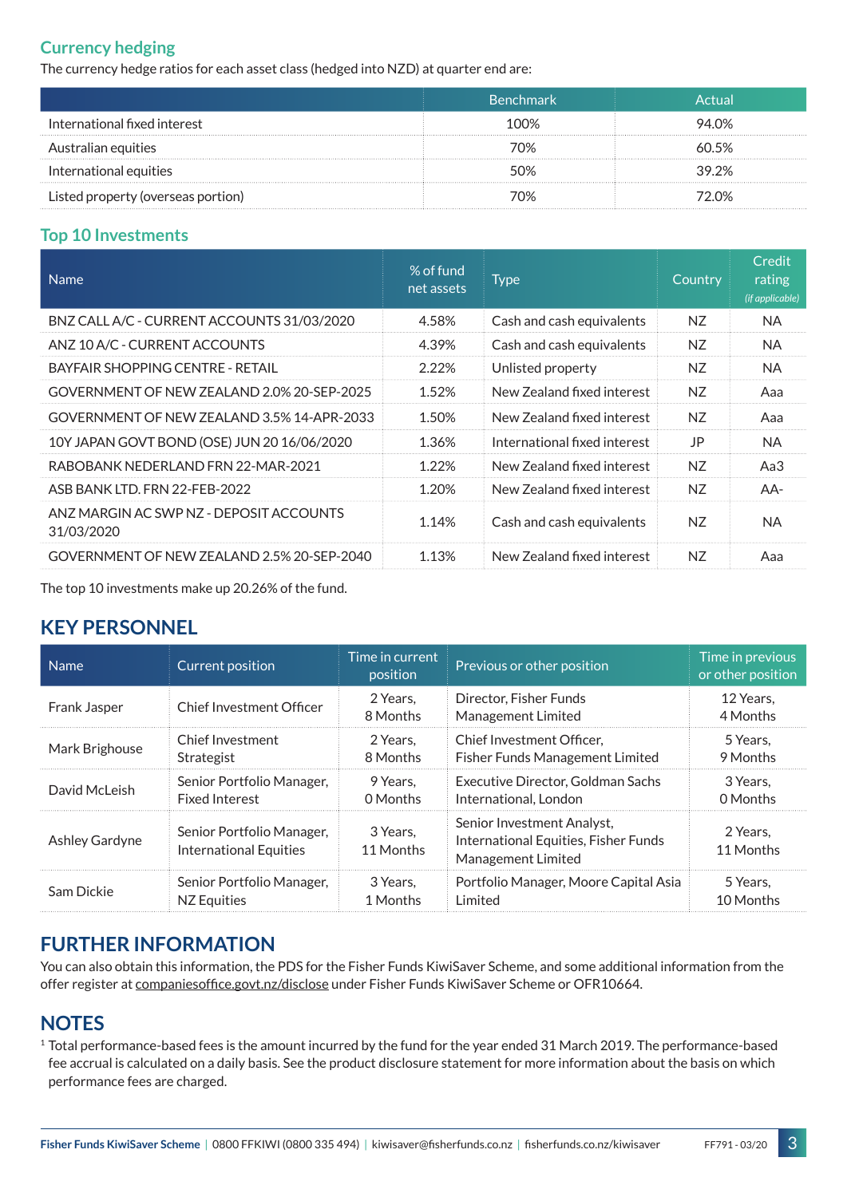## Currency hedging

The currency hedge ratios for each asset class (hedged into NZD) at quarter end are:

| | Benchmark | Actual |
|---|---|---|
| International fixed interest | 100% | 94.0% |
| Australian equities | 70% | 60.5% |
| International equities | 50% | 39.2% |
| Listed property (overseas portion) | 70% | 72.0% |

## Top 10 Investments

| Name | % of fund net assets | Type | Country | Credit rating *(if applicable)* |
|---|---|---|---|---|
| BNZ CALL A/C - CURRENT ACCOUNTS 31/03/2020 | 4.58% | Cash and cash equivalents | NZ | NA |
| ANZ 10 A/C - CURRENT ACCOUNTS | 4.39% | Cash and cash equivalents | NZ | NA |
| BAYFAIR SHOPPING CENTRE - RETAIL | 2.22% | Unlisted property | NZ | NA |
| GOVERNMENT OF NEW ZEALAND 2.0% 20-SEP-2025 | 1.52% | New Zealand fixed interest | NZ | Aaa |
| GOVERNMENT OF NEW ZEALAND 3.5% 14-APR-2033 | 1.50% | New Zealand fixed interest | NZ | Aaa |
| 10Y JAPAN GOVT BOND (OSE) JUN 20 16/06/2020 | 1.36% | International fixed interest | JP | NA |
| RABOBANK NEDERLAND FRN 22-MAR-2021 | 1.22% | New Zealand fixed interest | NZ | Aa3 |
| ASB BANK LTD. FRN 22-FEB-2022 | 1.20% | New Zealand fixed interest | NZ | AA- |
| ANZ MARGIN AC SWP NZ - DEPOSIT ACCOUNTS 31/03/2020 | 1.14% | Cash and cash equivalents | NZ | NA |
| GOVERNMENT OF NEW ZEALAND 2.5% 20-SEP-2040 | 1.13% | New Zealand fixed interest | NZ | Aaa |

The top 10 investments make up 20.26% of the fund.

## KEY PERSONNEL

| Name | Current position | Time in current position | Previous or other position | Time in previous or other position |
|---|---|---|---|---|
| Frank Jasper | Chief Investment Officer | 2 Years, 8 Months | Director, Fisher Funds Management Limited | 12 Years, 4 Months |
| Mark Brighouse | Chief Investment Strategist | 2 Years, 8 Months | Chief Investment Officer, Fisher Funds Management Limited | 5 Years, 9 Months |
| David McLeish | Senior Portfolio Manager, Fixed Interest | 9 Years, 0 Months | Executive Director, Goldman Sachs International, London | 3 Years, 0 Months |
| Ashley Gardyne | Senior Portfolio Manager, International Equities | 3 Years, 11 Months | Senior Investment Analyst, International Equities, Fisher Funds Management Limited | 2 Years, 11 Months |
| Sam Dickie | Senior Portfolio Manager, NZ Equities | 3 Years, 1 Months | Portfolio Manager, Moore Capital Asia Limited | 5 Years, 10 Months |

## FURTHER INFORMATION

You can also obtain this information, the PDS for the Fisher Funds KiwiSaver Scheme, and some additional information from the offer register at companiesoffice.govt.nz/disclose under Fisher Funds KiwiSaver Scheme or OFR10664.

## NOTES

[1] Total performance-based fees is the amount incurred by the fund for the year ended 31 March 2019. The performance-based fee accrual is calculated on a daily basis. See the product disclosure statement for more information about the basis on which performance fees are charged.